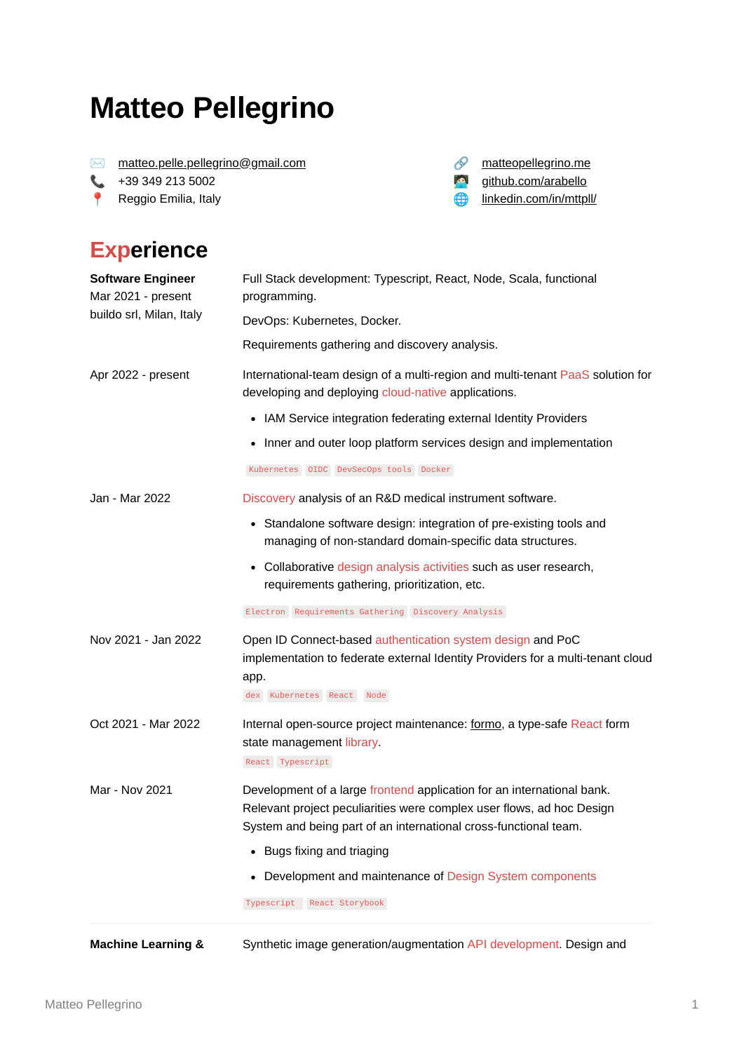# Matteo Pellegrino

✉️ matteo.pelle.pellegrino@gmail.com
📞 +39 349 213 5002
📍 Reggio Emilia, Italy

🔗 matteopellegrino.me
🧑‍💻 github.com/arabello
🌐 linkedin.com/in/mttpll/

## Experience

**Software Engineer**
Mar 2021 - present
buildo srl, Milan, Italy

Full Stack development: Typescript, React, Node, Scala, functional programming.

DevOps: Kubernetes, Docker.

Requirements gathering and discovery analysis.

Apr 2022 - present

International-team design of a multi-region and multi-tenant PaaS solution for developing and deploying cloud-native applications.

- IAM Service integration federating external Identity Providers
- Inner and outer loop platform services design and implementation

`Kubernetes` `OIDC` `DevSecOps tools` `Docker`

Jan - Mar 2022

Discovery analysis of an R&D medical instrument software.

- Standalone software design: integration of pre-existing tools and managing of non-standard domain-specific data structures.
- Collaborative design analysis activities such as user research, requirements gathering, prioritization, etc.

`Electron` `Requirements Gathering` `Discovery Analysis`

Nov 2021 - Jan 2022

Open ID Connect-based authentication system design and PoC implementation to federate external Identity Providers for a multi-tenant cloud app.

`dex` `Kubernetes` `React` `Node`

Oct 2021 - Mar 2022

Internal open-source project maintenance: formo, a type-safe React form state management library.

`React` `Typescript`

Mar - Nov 2021

Development of a large frontend application for an international bank. Relevant project peculiarities were complex user flows, ad hoc Design System and being part of an international cross-functional team.

- Bugs fixing and triaging
- Development and maintenance of Design System components

`Typescript` `React Storybook`

---

**Machine Learning &**

Synthetic image generation/augmentation API development. Design and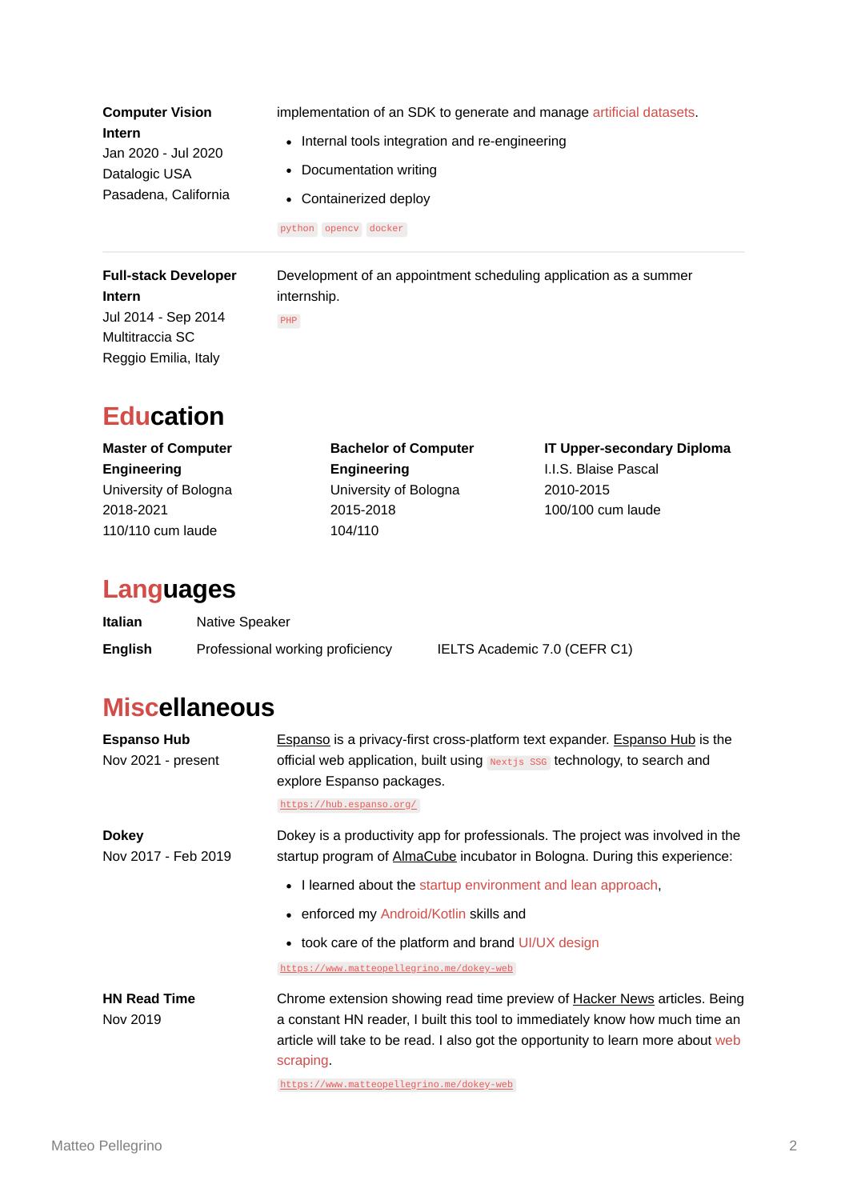**Computer Vision Intern**
Jan 2020 - Jul 2020
Datalogic USA
Pasadena, California

implementation of an SDK to generate and manage artificial datasets.

- Internal tools integration and re-engineering
- Documentation writing
- Containerized deploy

`python` `opencv` `docker`

---

**Full-stack Developer Intern**
Jul 2014 - Sep 2014
Multitraccia SC
Reggio Emilia, Italy

Development of an appointment scheduling application as a summer internship.

`PHP`

## Education

**Master of Computer Engineering**
University of Bologna
2018-2021
110/110 cum laude

**Bachelor of Computer Engineering**
University of Bologna
2015-2018
104/110

**IT Upper-secondary Diploma**
I.I.S. Blaise Pascal
2010-2015
100/100 cum laude

## Languages

| | | |
|---|---|---|
| **Italian** | Native Speaker | |
| **English** | Professional working proficiency | IELTS Academic 7.0 (CEFR C1) |

## Miscellaneous

**Espanso Hub**
Nov 2021 - present

Espanso is a privacy-first cross-platform text expander. Espanso Hub is the official web application, built using `Nextjs SSG` technology, to search and explore Espanso packages.

`https://hub.espanso.org/`

**Dokey**
Nov 2017 - Feb 2019

Dokey is a productivity app for professionals. The project was involved in the startup program of AlmaCube incubator in Bologna. During this experience:

- I learned about the startup environment and lean approach,
- enforced my Android/Kotlin skills and
- took care of the platform and brand UI/UX design

`https://www.matteopellegrino.me/dokey-web`

**HN Read Time**
Nov 2019

Chrome extension showing read time preview of Hacker News articles. Being a constant HN reader, I built this tool to immediately know how much time an article will take to be read. I also got the opportunity to learn more about web scraping.

`https://www.matteopellegrino.me/dokey-web`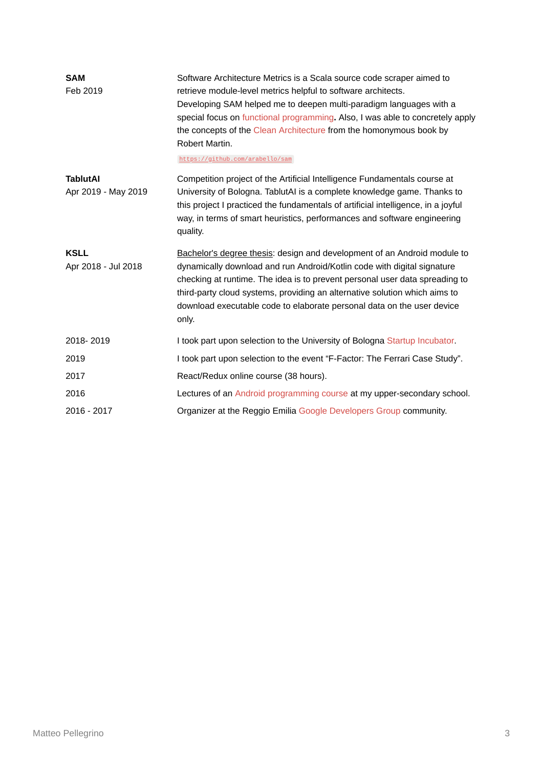**SAM**
Feb 2019

Software Architecture Metrics is a Scala source code scraper aimed to retrieve module-level metrics helpful to software architects.
Developing SAM helped me to deepen multi-paradigm languages with a special focus on functional programming**.** Also, I was able to concretely apply the concepts of the Clean Architecture from the homonymous book by Robert Martin.

`https://github.com/arabello/sam`

**TablutAI**
Apr 2019 - May 2019

Competition project of the Artificial Intelligence Fundamentals course at University of Bologna. TablutAI is a complete knowledge game. Thanks to this project I practiced the fundamentals of artificial intelligence, in a joyful way, in terms of smart heuristics, performances and software engineering quality.

**KSLL**
Apr 2018 - Jul 2018

Bachelor's degree thesis: design and development of an Android module to dynamically download and run Android/Kotlin code with digital signature checking at runtime. The idea is to prevent personal user data spreading to third-party cloud systems, providing an alternative solution which aims to download executable code to elaborate personal data on the user device only.

2018- 2019 — I took part upon selection to the University of Bologna Startup Incubator.

2019 — I took part upon selection to the event “F-Factor: The Ferrari Case Study”.

2017 — React/Redux online course (38 hours).

2016 — Lectures of an Android programming course at my upper-secondary school.

2016 - 2017 — Organizer at the Reggio Emilia Google Developers Group community.